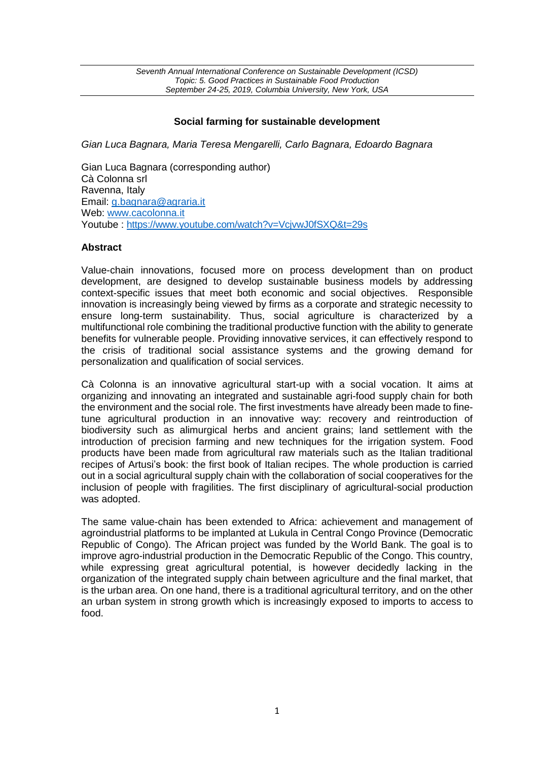# Social farming for sustainable development

*Gian Luca Bagnara, Maria Teresa Mengarelli, Carlo Bagnara, Edoardo Bagnara*

Gian Luca Bagnara (corresponding author)
Cà Colonna srl
Ravenna, Italy
Email: g.bagnara@agraria.it
Web: www.cacolonna.it
Youtube : https://www.youtube.com/watch?v=VcjvwJ0fSXQ&t=29s

## Abstract

Value-chain innovations, focused more on process development than on product development, are designed to develop sustainable business models by addressing context-specific issues that meet both economic and social objectives. Responsible innovation is increasingly being viewed by firms as a corporate and strategic necessity to ensure long-term sustainability. Thus, social agriculture is characterized by a multifunctional role combining the traditional productive function with the ability to generate benefits for vulnerable people. Providing innovative services, it can effectively respond to the crisis of traditional social assistance systems and the growing demand for personalization and qualification of social services.

Cà Colonna is an innovative agricultural start-up with a social vocation. It aims at organizing and innovating an integrated and sustainable agri-food supply chain for both the environment and the social role. The first investments have already been made to fine-tune agricultural production in an innovative way: recovery and reintroduction of biodiversity such as alimurgical herbs and ancient grains; land settlement with the introduction of precision farming and new techniques for the irrigation system. Food products have been made from agricultural raw materials such as the Italian traditional recipes of Artusi's book: the first book of Italian recipes. The whole production is carried out in a social agricultural supply chain with the collaboration of social cooperatives for the inclusion of people with fragilities. The first disciplinary of agricultural-social production was adopted.

The same value-chain has been extended to Africa: achievement and management of agroindustrial platforms to be implanted at Lukula in Central Congo Province (Democratic Republic of Congo). The African project was funded by the World Bank. The goal is to improve agro-industrial production in the Democratic Republic of the Congo. This country, while expressing great agricultural potential, is however decidedly lacking in the organization of the integrated supply chain between agriculture and the final market, that is the urban area. On one hand, there is a traditional agricultural territory, and on the other an urban system in strong growth which is increasingly exposed to imports to access to food.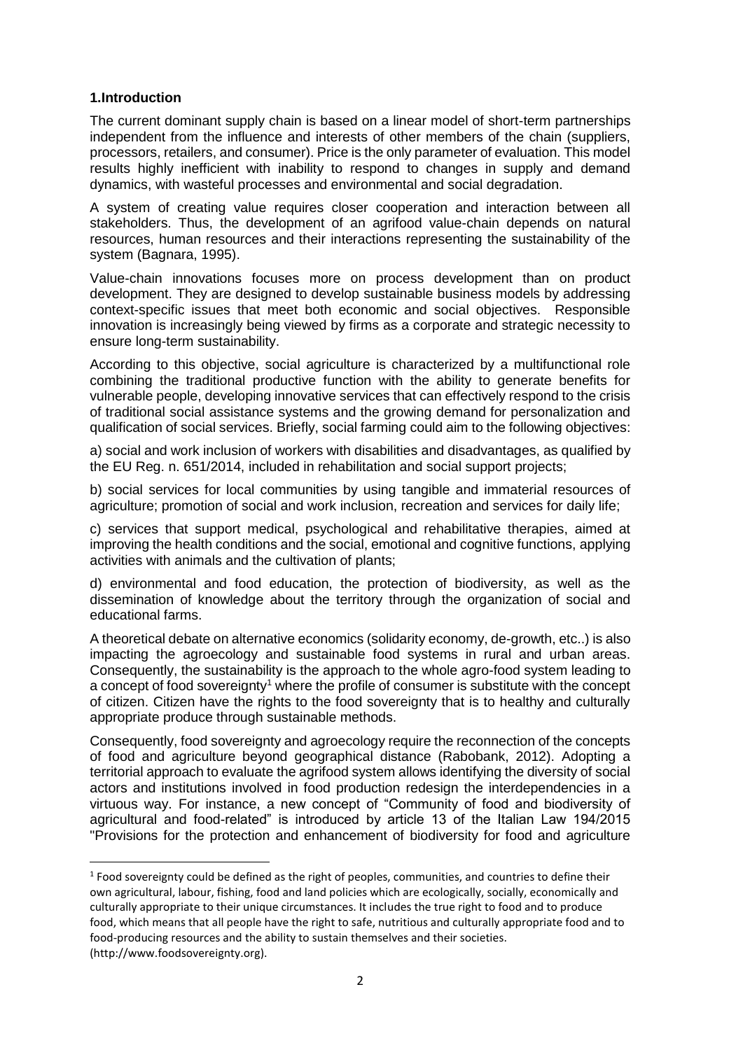## 1.Introduction

The current dominant supply chain is based on a linear model of short-term partnerships independent from the influence and interests of other members of the chain (suppliers, processors, retailers, and consumer). Price is the only parameter of evaluation. This model results highly inefficient with inability to respond to changes in supply and demand dynamics, with wasteful processes and environmental and social degradation.

A system of creating value requires closer cooperation and interaction between all stakeholders. Thus, the development of an agrifood value-chain depends on natural resources, human resources and their interactions representing the sustainability of the system (Bagnara, 1995).

Value-chain innovations focuses more on process development than on product development. They are designed to develop sustainable business models by addressing context-specific issues that meet both economic and social objectives. Responsible innovation is increasingly being viewed by firms as a corporate and strategic necessity to ensure long-term sustainability.

According to this objective, social agriculture is characterized by a multifunctional role combining the traditional productive function with the ability to generate benefits for vulnerable people, developing innovative services that can effectively respond to the crisis of traditional social assistance systems and the growing demand for personalization and qualification of social services. Briefly, social farming could aim to the following objectives:

a) social and work inclusion of workers with disabilities and disadvantages, as qualified by the EU Reg. n. 651/2014, included in rehabilitation and social support projects;

b) social services for local communities by using tangible and immaterial resources of agriculture; promotion of social and work inclusion, recreation and services for daily life;

c) services that support medical, psychological and rehabilitative therapies, aimed at improving the health conditions and the social, emotional and cognitive functions, applying activities with animals and the cultivation of plants;

d) environmental and food education, the protection of biodiversity, as well as the dissemination of knowledge about the territory through the organization of social and educational farms.

A theoretical debate on alternative economics (solidarity economy, de-growth, etc..) is also impacting the agroecology and sustainable food systems in rural and urban areas. Consequently, the sustainability is the approach to the whole agro-food system leading to a concept of food sovereignty[1] where the profile of consumer is substitute with the concept of citizen. Citizen have the rights to the food sovereignty that is to healthy and culturally appropriate produce through sustainable methods.

Consequently, food sovereignty and agroecology require the reconnection of the concepts of food and agriculture beyond geographical distance (Rabobank, 2012). Adopting a territorial approach to evaluate the agrifood system allows identifying the diversity of social actors and institutions involved in food production redesign the interdependencies in a virtuous way. For instance, a new concept of "Community of food and biodiversity of agricultural and food-related" is introduced by article 13 of the Italian Law 194/2015 "Provisions for the protection and enhancement of biodiversity for food and agriculture

---

[1] Food sovereignty could be defined as the right of peoples, communities, and countries to define their own agricultural, labour, fishing, food and land policies which are ecologically, socially, economically and culturally appropriate to their unique circumstances. It includes the true right to food and to produce food, which means that all people have the right to safe, nutritious and culturally appropriate food and to food-producing resources and the ability to sustain themselves and their societies. (http://www.foodsovereignty.org).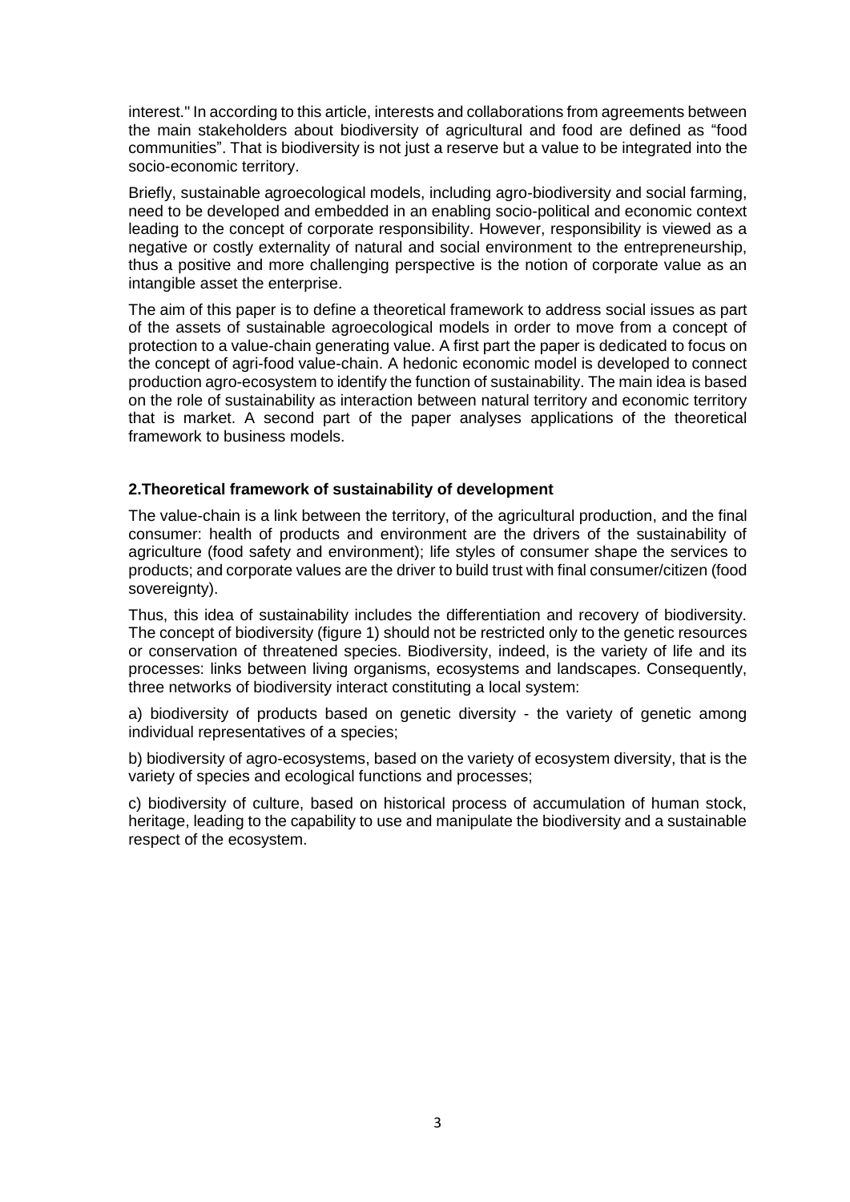interest." In according to this article, interests and collaborations from agreements between the main stakeholders about biodiversity of agricultural and food are defined as "food communities". That is biodiversity is not just a reserve but a value to be integrated into the socio-economic territory.

Briefly, sustainable agroecological models, including agro-biodiversity and social farming, need to be developed and embedded in an enabling socio-political and economic context leading to the concept of corporate responsibility. However, responsibility is viewed as a negative or costly externality of natural and social environment to the entrepreneurship, thus a positive and more challenging perspective is the notion of corporate value as an intangible asset the enterprise.

The aim of this paper is to define a theoretical framework to address social issues as part of the assets of sustainable agroecological models in order to move from a concept of protection to a value-chain generating value. A first part the paper is dedicated to focus on the concept of agri-food value-chain. A hedonic economic model is developed to connect production agro-ecosystem to identify the function of sustainability. The main idea is based on the role of sustainability as interaction between natural territory and economic territory that is market. A second part of the paper analyses applications of the theoretical framework to business models.

## 2.Theoretical framework of sustainability of development

The value-chain is a link between the territory, of the agricultural production, and the final consumer: health of products and environment are the drivers of the sustainability of agriculture (food safety and environment); life styles of consumer shape the services to products; and corporate values are the driver to build trust with final consumer/citizen (food sovereignty).

Thus, this idea of sustainability includes the differentiation and recovery of biodiversity. The concept of biodiversity (figure 1) should not be restricted only to the genetic resources or conservation of threatened species. Biodiversity, indeed, is the variety of life and its processes: links between living organisms, ecosystems and landscapes. Consequently, three networks of biodiversity interact constituting a local system:

a) biodiversity of products based on genetic diversity - the variety of genetic among individual representatives of a species;

b) biodiversity of agro-ecosystems, based on the variety of ecosystem diversity, that is the variety of species and ecological functions and processes;

c) biodiversity of culture, based on historical process of accumulation of human stock, heritage, leading to the capability to use and manipulate the biodiversity and a sustainable respect of the ecosystem.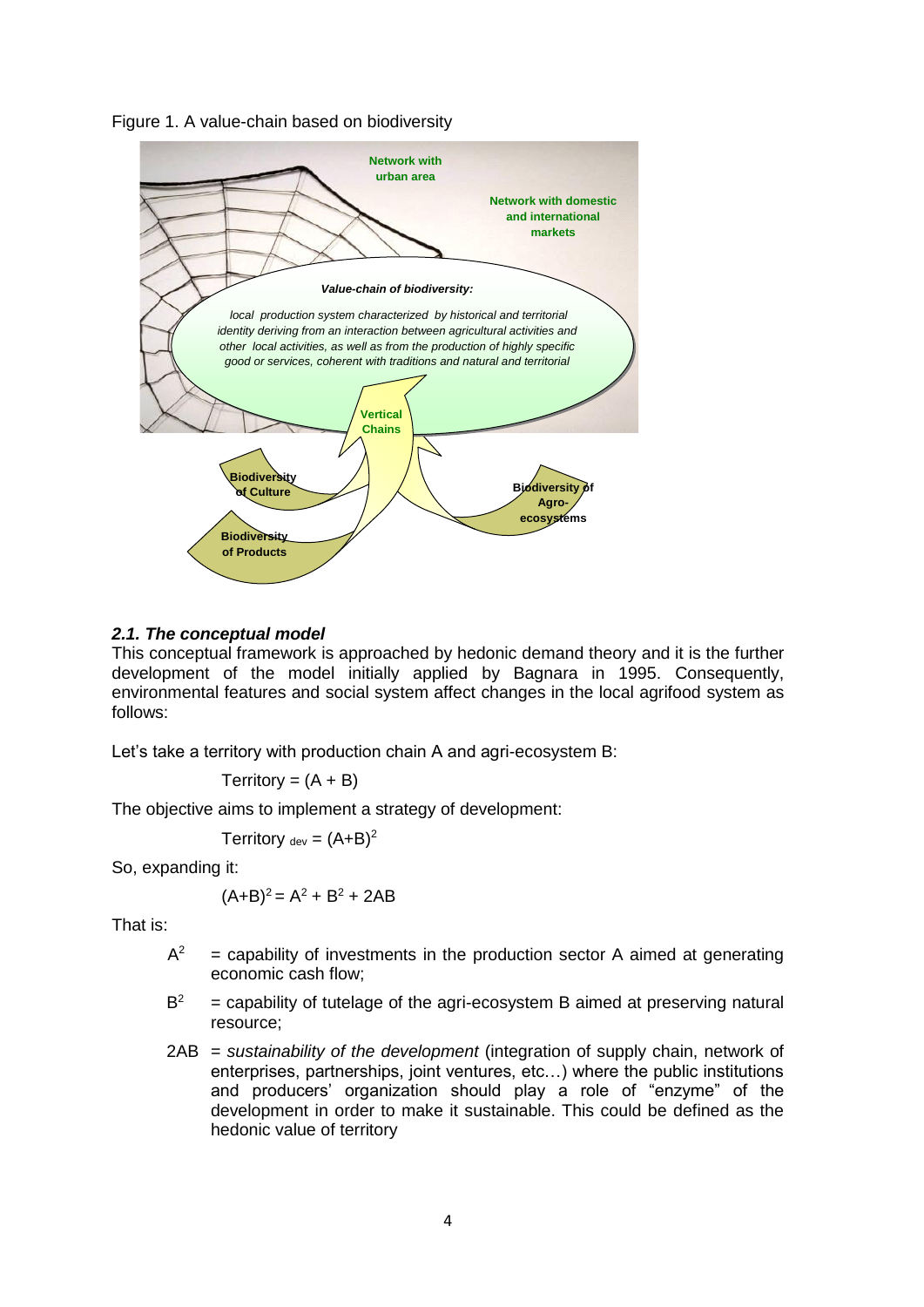Figure 1. A value-chain based on biodiversity

Network with urban area

Network with domestic and international markets

*Value-chain of biodiversity:*

*local production system characterized by historical and territorial identity deriving from an interaction between agricultural activities and other local activities, as well as from the production of highly specific good or services, coherent with traditions and natural and territorial*

Vertical Chains

Biodiversity of Culture

Biodiversity of Products

Biodiversity of Agro-ecosystems

### *2.1. The conceptual model*

This conceptual framework is approached by hedonic demand theory and it is the further development of the model initially applied by Bagnara in 1995. Consequently, environmental features and social system affect changes in the local agrifood system as follows:

Let's take a territory with production chain A and agri-ecosystem B:

$$\text{Territory} = (A + B)$$

The objective aims to implement a strategy of development:

$$\text{Territory}_{\text{dev}} = (A+B)^2$$

So, expanding it:

$$(A+B)^2 = A^2 + B^2 + 2AB$$

That is:

- $A^2$ = capability of investments in the production sector A aimed at generating economic cash flow;
- $B^2$ = capability of tutelage of the agri-ecosystem B aimed at preserving natural resource;
- $2AB$ = *sustainability of the development* (integration of supply chain, network of enterprises, partnerships, joint ventures, etc…) where the public institutions and producers' organization should play a role of "enzyme" of the development in order to make it sustainable. This could be defined as the hedonic value of territory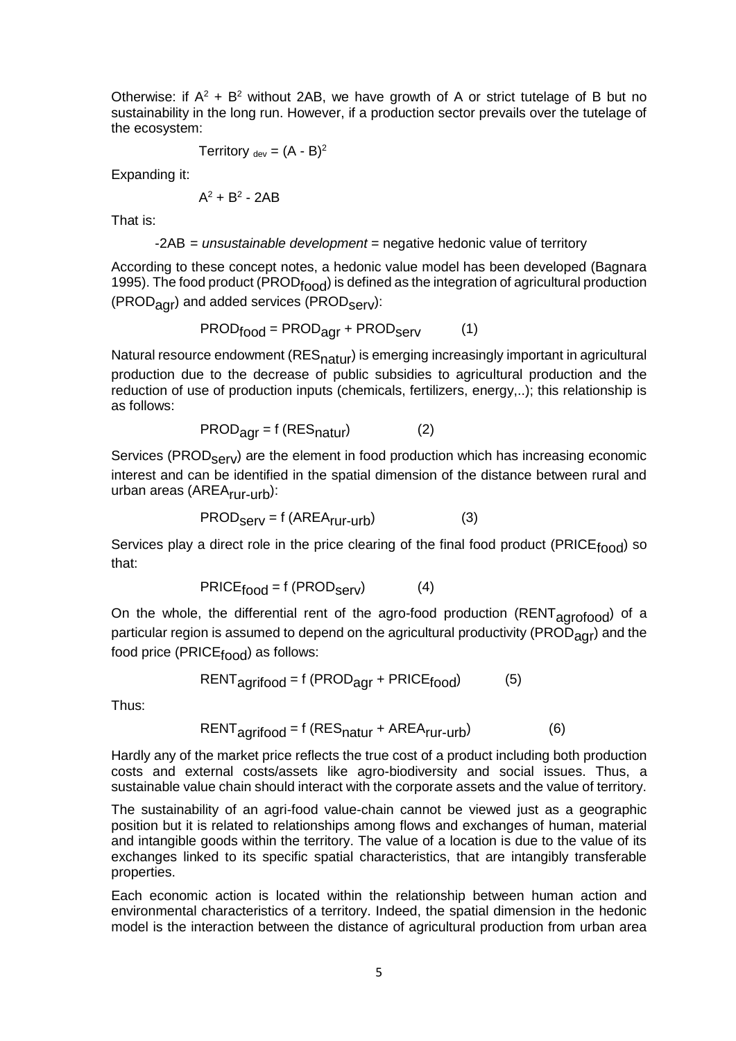Otherwise: if $A^2 + B^2$ without 2AB, we have growth of A or strict tutelage of B but no sustainability in the long run. However, if a production sector prevails over the tutelage of the ecosystem:

$$\text{Territory}_{dev} = (A - B)^2$$

Expanding it:

$$A^2 + B^2 - 2AB$$

That is:

-2AB = *unsustainable development* = negative hedonic value of territory

According to these concept notes, a hedonic value model has been developed (Bagnara 1995). The food product ($PROD_{food}$) is defined as the integration of agricultural production ($PROD_{agr}$) and added services ($PROD_{serv}$):

$$PROD_{food} = PROD_{agr} + PROD_{serv} \qquad (1)$$

Natural resource endowment ($RES_{natur}$) is emerging increasingly important in agricultural production due to the decrease of public subsidies to agricultural production and the reduction of use of production inputs (chemicals, fertilizers, energy,..); this relationship is as follows:

$$PROD_{agr} = f\,(RES_{natur}) \qquad (2)$$

Services ($PROD_{serv}$) are the element in food production which has increasing economic interest and can be identified in the spatial dimension of the distance between rural and urban areas ($AREA_{rur\text{-}urb}$):

$$PROD_{serv} = f\,(AREA_{rur\text{-}urb}) \qquad (3)$$

Services play a direct role in the price clearing of the final food product ($PRICE_{food}$) so that:

$$PRICE_{food} = f\,(PROD_{serv}) \qquad (4)$$

On the whole, the differential rent of the agro-food production ($RENT_{agrofood}$) of a particular region is assumed to depend on the agricultural productivity ($PROD_{agr}$) and the food price ($PRICE_{food}$) as follows:

$$RENT_{agrifood} = f\,(PROD_{agr} + PRICE_{food}) \qquad (5)$$

Thus:

$$RENT_{agrifood} = f\,(RES_{natur} + AREA_{rur\text{-}urb}) \qquad (6)$$

Hardly any of the market price reflects the true cost of a product including both production costs and external costs/assets like agro-biodiversity and social issues. Thus, a sustainable value chain should interact with the corporate assets and the value of territory.

The sustainability of an agri-food value-chain cannot be viewed just as a geographic position but it is related to relationships among flows and exchanges of human, material and intangible goods within the territory. The value of a location is due to the value of its exchanges linked to its specific spatial characteristics, that are intangibly transferable properties.

Each economic action is located within the relationship between human action and environmental characteristics of a territory. Indeed, the spatial dimension in the hedonic model is the interaction between the distance of agricultural production from urban area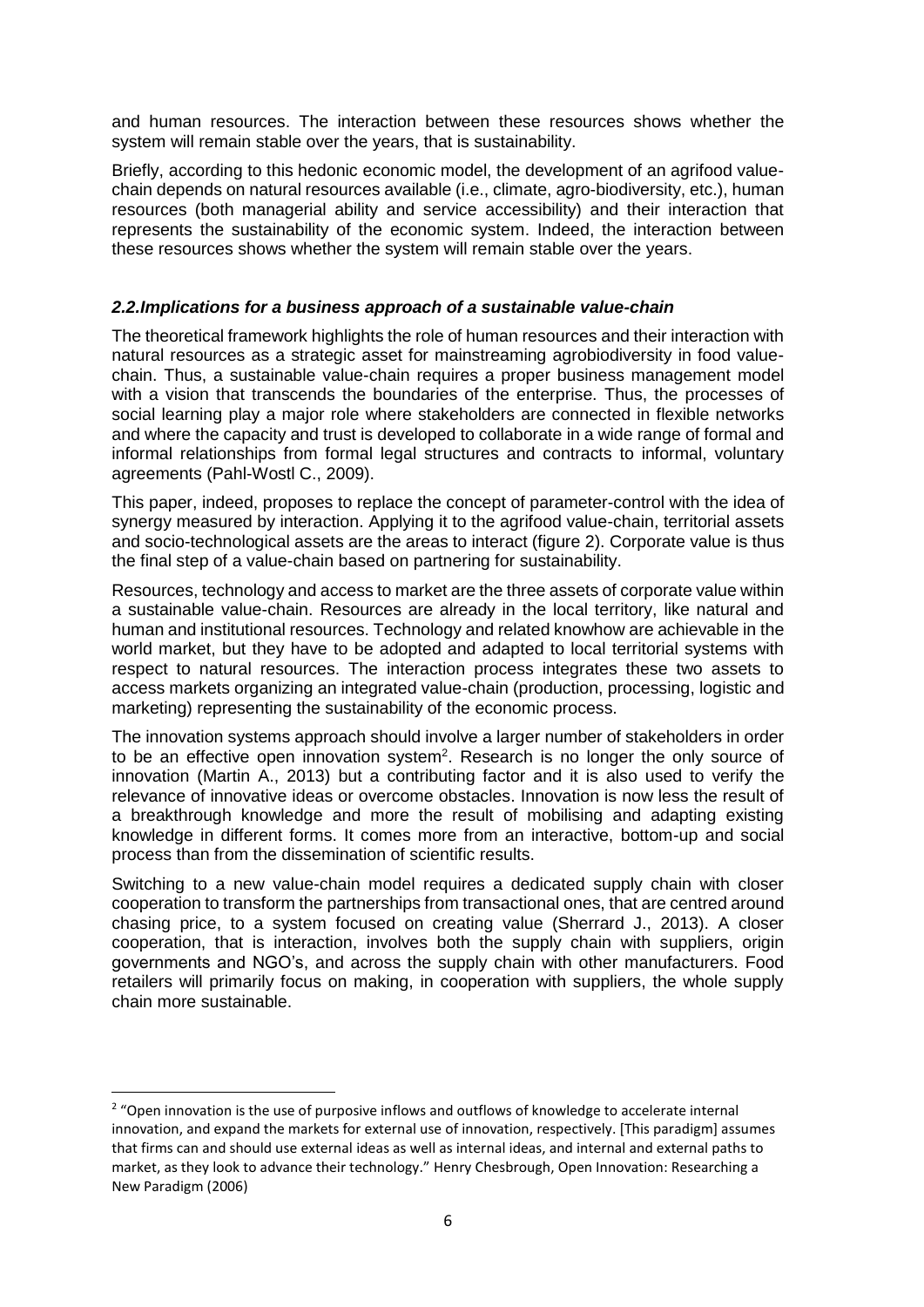and human resources. The interaction between these resources shows whether the system will remain stable over the years, that is sustainability.

Briefly, according to this hedonic economic model, the development of an agrifood value-chain depends on natural resources available (i.e., climate, agro-biodiversity, etc.), human resources (both managerial ability and service accessibility) and their interaction that represents the sustainability of the economic system. Indeed, the interaction between these resources shows whether the system will remain stable over the years.

### *2.2.Implications for a business approach of a sustainable value-chain*

The theoretical framework highlights the role of human resources and their interaction with natural resources as a strategic asset for mainstreaming agrobiodiversity in food value-chain. Thus, a sustainable value-chain requires a proper business management model with a vision that transcends the boundaries of the enterprise. Thus, the processes of social learning play a major role where stakeholders are connected in flexible networks and where the capacity and trust is developed to collaborate in a wide range of formal and informal relationships from formal legal structures and contracts to informal, voluntary agreements (Pahl-Wostl C., 2009).

This paper, indeed, proposes to replace the concept of parameter-control with the idea of synergy measured by interaction. Applying it to the agrifood value-chain, territorial assets and socio-technological assets are the areas to interact (figure 2). Corporate value is thus the final step of a value-chain based on partnering for sustainability.

Resources, technology and access to market are the three assets of corporate value within a sustainable value-chain. Resources are already in the local territory, like natural and human and institutional resources. Technology and related knowhow are achievable in the world market, but they have to be adopted and adapted to local territorial systems with respect to natural resources. The interaction process integrates these two assets to access markets organizing an integrated value-chain (production, processing, logistic and marketing) representing the sustainability of the economic process.

The innovation systems approach should involve a larger number of stakeholders in order to be an effective open innovation system[2]. Research is no longer the only source of innovation (Martin A., 2013) but a contributing factor and it is also used to verify the relevance of innovative ideas or overcome obstacles. Innovation is now less the result of a breakthrough knowledge and more the result of mobilising and adapting existing knowledge in different forms. It comes more from an interactive, bottom-up and social process than from the dissemination of scientific results.

Switching to a new value-chain model requires a dedicated supply chain with closer cooperation to transform the partnerships from transactional ones, that are centred around chasing price, to a system focused on creating value (Sherrard J., 2013). A closer cooperation, that is interaction, involves both the supply chain with suppliers, origin governments and NGO's, and across the supply chain with other manufacturers. Food retailers will primarily focus on making, in cooperation with suppliers, the whole supply chain more sustainable.

[2] "Open innovation is the use of purposive inflows and outflows of knowledge to accelerate internal innovation, and expand the markets for external use of innovation, respectively. [This paradigm] assumes that firms can and should use external ideas as well as internal ideas, and internal and external paths to market, as they look to advance their technology." Henry Chesbrough, Open Innovation: Researching a New Paradigm (2006)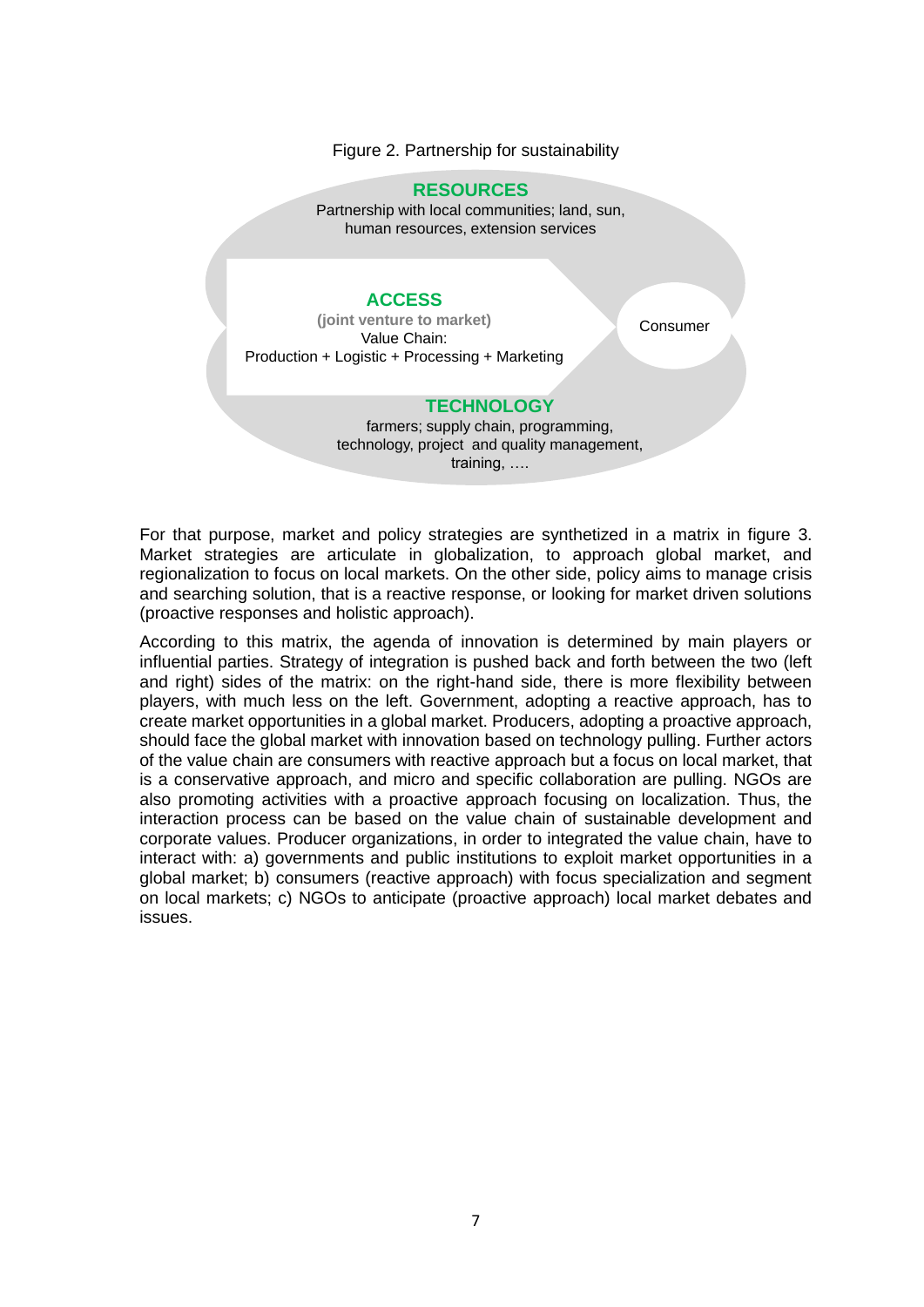Figure 2. Partnership for sustainability

**RESOURCES**
Partnership with local communities; land, sun, human resources, extension services

**ACCESS**
**(joint venture to market)**
Value Chain:
Production + Logistic + Processing + Marketing

Consumer

**TECHNOLOGY**
farmers; supply chain, programming, technology, project and quality management, training, ….

For that purpose, market and policy strategies are synthetized in a matrix in figure 3. Market strategies are articulate in globalization, to approach global market, and regionalization to focus on local markets. On the other side, policy aims to manage crisis and searching solution, that is a reactive response, or looking for market driven solutions (proactive responses and holistic approach).

According to this matrix, the agenda of innovation is determined by main players or influential parties. Strategy of integration is pushed back and forth between the two (left and right) sides of the matrix: on the right-hand side, there is more flexibility between players, with much less on the left. Government, adopting a reactive approach, has to create market opportunities in a global market. Producers, adopting a proactive approach, should face the global market with innovation based on technology pulling. Further actors of the value chain are consumers with reactive approach but a focus on local market, that is a conservative approach, and micro and specific collaboration are pulling. NGOs are also promoting activities with a proactive approach focusing on localization. Thus, the interaction process can be based on the value chain of sustainable development and corporate values. Producer organizations, in order to integrated the value chain, have to interact with: a) governments and public institutions to exploit market opportunities in a global market; b) consumers (reactive approach) with focus specialization and segment on local markets; c) NGOs to anticipate (proactive approach) local market debates and issues.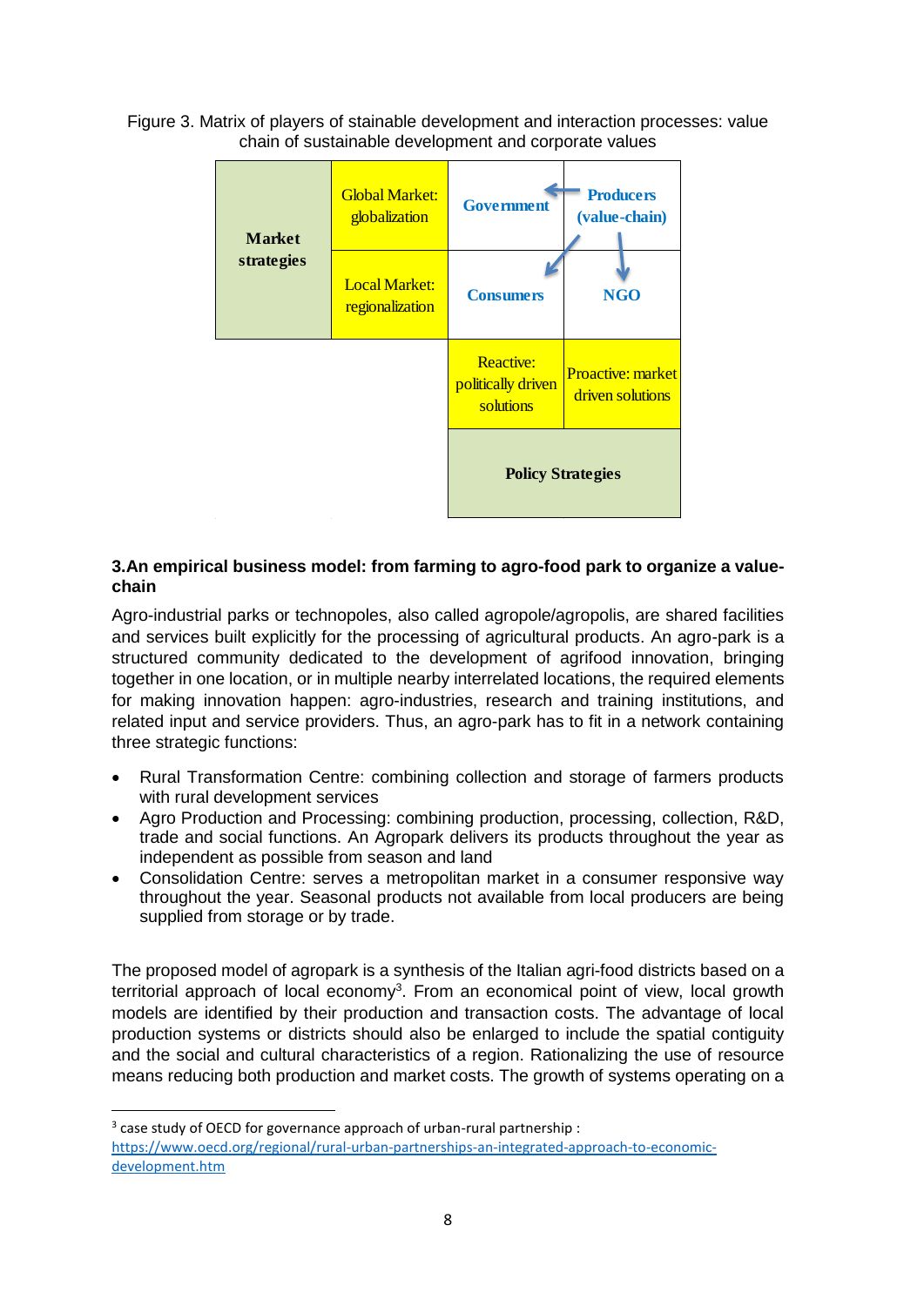Figure 3. Matrix of players of stainable development and interaction processes: value chain of sustainable development and corporate values

| Market strategies | Global Market: globalization | Government | Producers (value-chain) |
|---|---|---|---|
| | Local Market: regionalization | Consumers | NGO |
| | | Reactive: politically driven solutions | Proactive: market driven solutions |
| | | Policy Strategies | |

## 3. An empirical business model: from farming to agro-food park to organize a value-chain

Agro-industrial parks or technopoles, also called agropole/agropolis, are shared facilities and services built explicitly for the processing of agricultural products. An agro-park is a structured community dedicated to the development of agrifood innovation, bringing together in one location, or in multiple nearby interrelated locations, the required elements for making innovation happen: agro-industries, research and training institutions, and related input and service providers. Thus, an agro-park has to fit in a network containing three strategic functions:

- Rural Transformation Centre: combining collection and storage of farmers products with rural development services
- Agro Production and Processing: combining production, processing, collection, R&D, trade and social functions. An Agropark delivers its products throughout the year as independent as possible from season and land
- Consolidation Centre: serves a metropolitan market in a consumer responsive way throughout the year. Seasonal products not available from local producers are being supplied from storage or by trade.

The proposed model of agropark is a synthesis of the Italian agri-food districts based on a territorial approach of local economy[3]. From an economical point of view, local growth models are identified by their production and transaction costs. The advantage of local production systems or districts should also be enlarged to include the spatial contiguity and the social and cultural characteristics of a region. Rationalizing the use of resource means reducing both production and market costs. The growth of systems operating on a

[3] case study of OECD for governance approach of urban-rural partnership : https://www.oecd.org/regional/rural-urban-partnerships-an-integrated-approach-to-economic-development.htm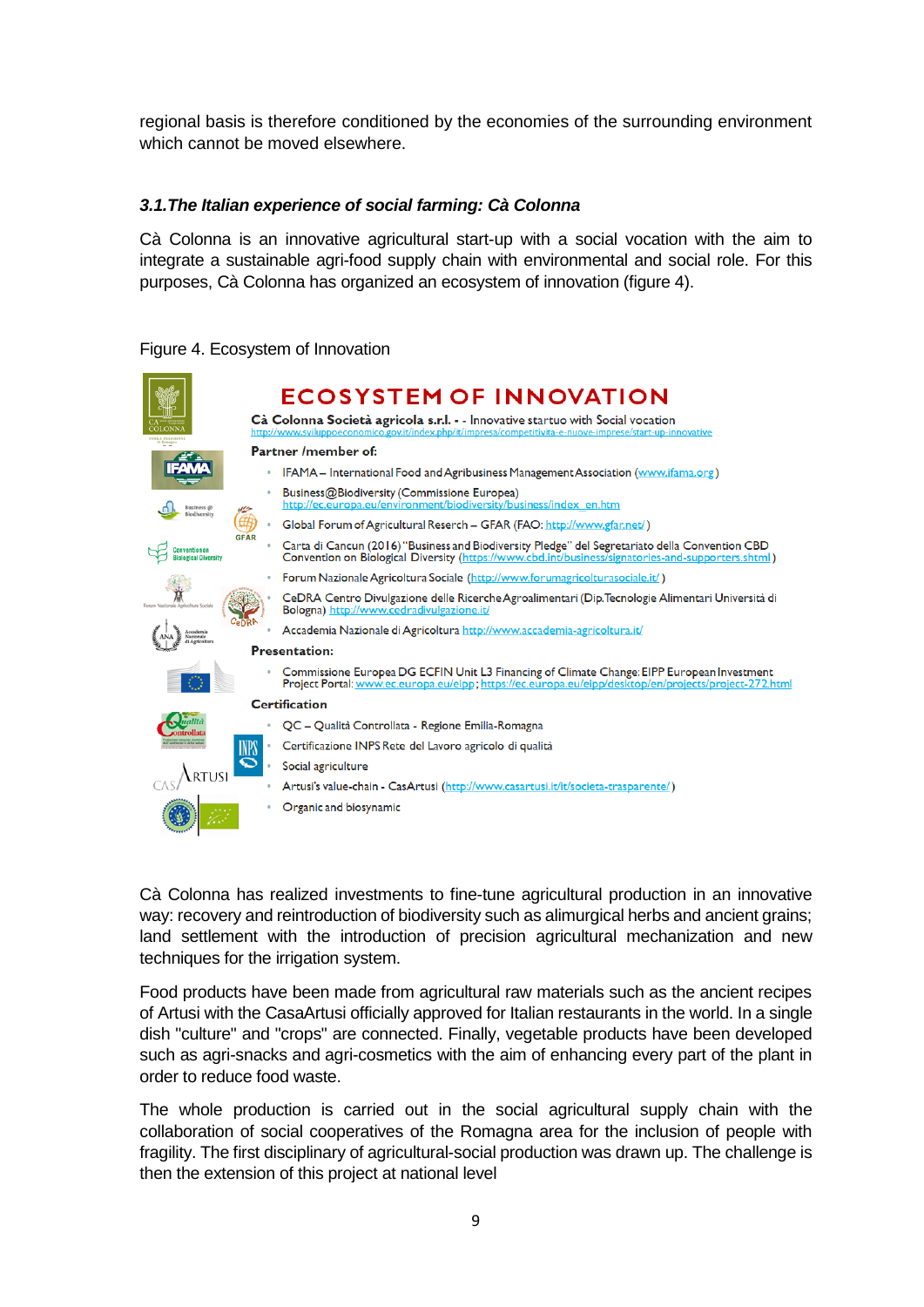regional basis is therefore conditioned by the economies of the surrounding environment which cannot be moved elsewhere.

### *3.1.The Italian experience of social farming: Cà Colonna*

Cà Colonna is an innovative agricultural start-up with a social vocation with the aim to integrate a sustainable agri-food supply chain with environmental and social role. For this purposes, Cà Colonna has organized an ecosystem of innovation (figure 4).

Figure 4. Ecosystem of Innovation

**ECOSYSTEM OF INNOVATION**

**Cà Colonna Società agricola s.r.l.** - - Innovative startuo with Social vocation
http://www.sviluppoeconomico.gov.it/index.php/it/impresa/competitivita-e-nuove-imprese/start-up-innovative

**Partner /member of:**

- IFAMA – International Food and Agribusiness Management Association (www.ifama.org)
- Business@Biodiversity (Commissione Europea) http://ec.europa.eu/environment/biodiversity/business/index_en.htm
- Global Forum of Agricultural Reserch – GFAR (FAO: http://www.gfar.net/ )
- Carta di Cancun (2016) "Business and Biodiversity Pledge" del Segretariato della Convention CBD Convention on Biological Diversity (https://www.cbd.int/business/signatories-and-supporters.shtml)
- Forum Nazionale Agricoltura Sociale (http://www.forumagricolturasociale.it/ )
- CeDRA Centro Divulgazione delle Ricerche Agroalimentari (Dip. Tecnologie Alimentari Università di Bologna) http://www.cedradivulgazione.it/
- Accademia Nazionale di Agricoltura http://www.accademia-agricoltura.it/

**Presentation:**

- Commissione Europea DG ECFIN Unit L3 Financing of Climate Change: EIPP European Investment Project Portal: www.ec.europa.eu/eipp; https://ec.europa.eu/eipp/desktop/en/projects/project-272.html

**Certification**

- QC – Qualità Controllata - Regione Emilia-Romagna
- Certificazione INPS Rete del Lavoro agricolo di qualità
- Social agriculture
- Artusi's value-chain - CasArtusi (http://www.casartusi.it/it/societa-trasparente/)
- Organic and biosynamic

Cà Colonna has realized investments to fine-tune agricultural production in an innovative way: recovery and reintroduction of biodiversity such as alimurgical herbs and ancient grains; land settlement with the introduction of precision agricultural mechanization and new techniques for the irrigation system.

Food products have been made from agricultural raw materials such as the ancient recipes of Artusi with the CasaArtusi officially approved for Italian restaurants in the world. In a single dish "culture" and "crops" are connected. Finally, vegetable products have been developed such as agri-snacks and agri-cosmetics with the aim of enhancing every part of the plant in order to reduce food waste.

The whole production is carried out in the social agricultural supply chain with the collaboration of social cooperatives of the Romagna area for the inclusion of people with fragility. The first disciplinary of agricultural-social production was drawn up. The challenge is then the extension of this project at national level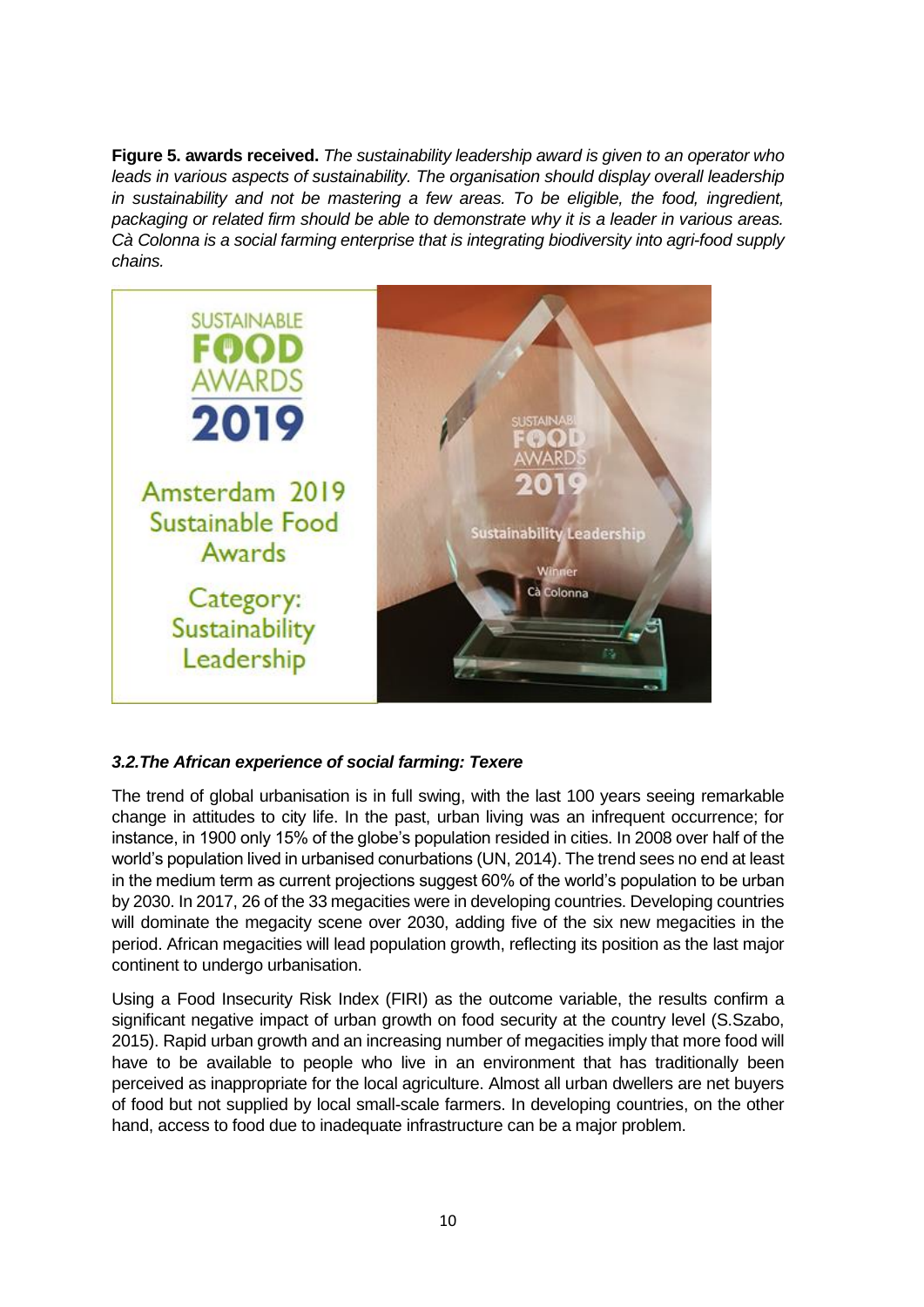**Figure 5. awards received.** *The sustainability leadership award is given to an operator who leads in various aspects of sustainability. The organisation should display overall leadership in sustainability and not be mastering a few areas. To be eligible, the food, ingredient, packaging or related firm should be able to demonstrate why it is a leader in various areas. Cà Colonna is a social farming enterprise that is integrating biodiversity into agri-food supply chains.*

SUSTAINABLE FOOD AWARDS 2019

Amsterdam 2019 Sustainable Food Awards

Category: Sustainability Leadership

### *3.2.The African experience of social farming: Texere*

The trend of global urbanisation is in full swing, with the last 100 years seeing remarkable change in attitudes to city life. In the past, urban living was an infrequent occurrence; for instance, in 1900 only 15% of the globe's population resided in cities. In 2008 over half of the world's population lived in urbanised conurbations (UN, 2014). The trend sees no end at least in the medium term as current projections suggest 60% of the world's population to be urban by 2030. In 2017, 26 of the 33 megacities were in developing countries. Developing countries will dominate the megacity scene over 2030, adding five of the six new megacities in the period. African megacities will lead population growth, reflecting its position as the last major continent to undergo urbanisation.

Using a Food Insecurity Risk Index (FIRI) as the outcome variable, the results confirm a significant negative impact of urban growth on food security at the country level (S.Szabo, 2015). Rapid urban growth and an increasing number of megacities imply that more food will have to be available to people who live in an environment that has traditionally been perceived as inappropriate for the local agriculture. Almost all urban dwellers are net buyers of food but not supplied by local small-scale farmers. In developing countries, on the other hand, access to food due to inadequate infrastructure can be a major problem.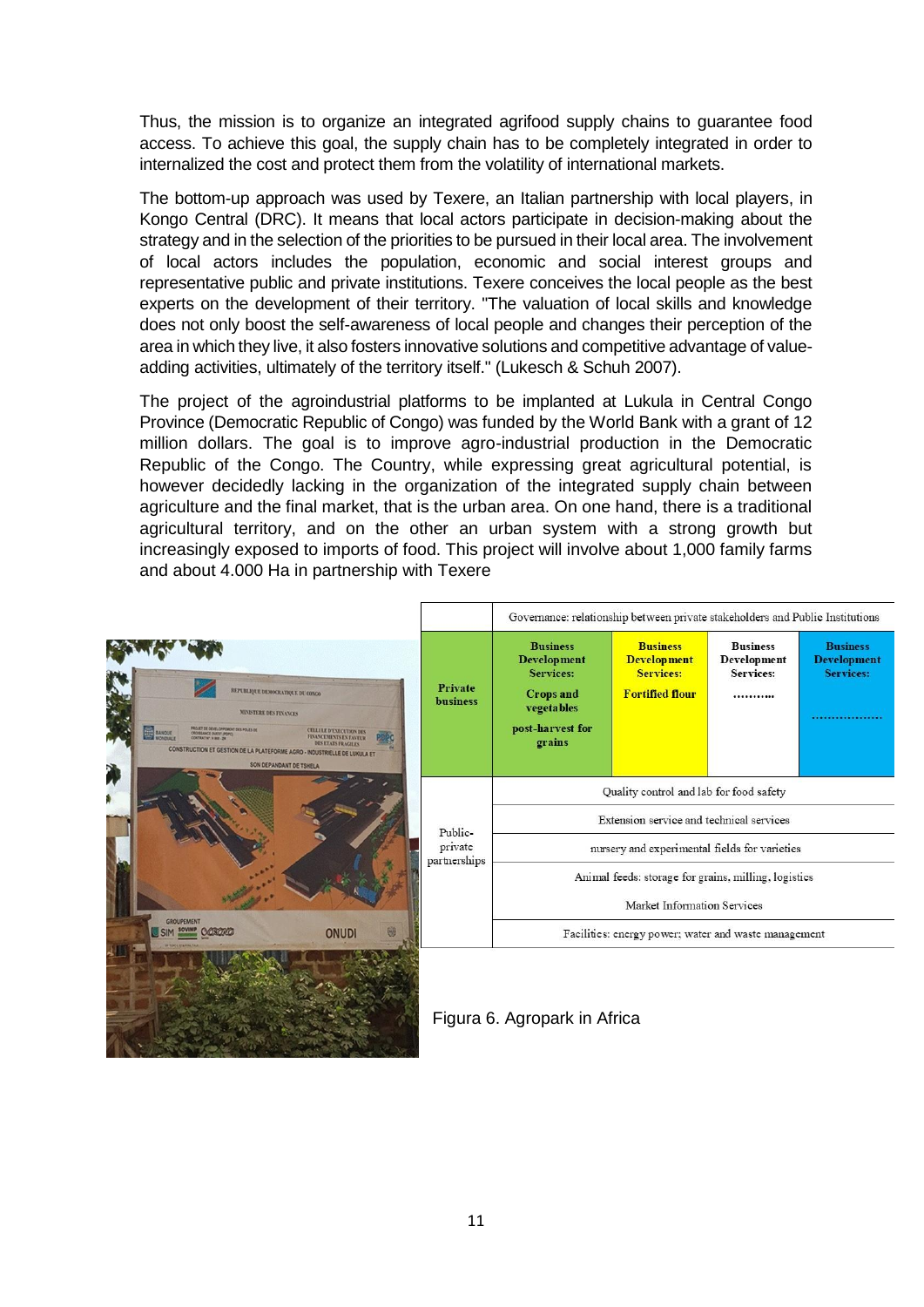Thus, the mission is to organize an integrated agrifood supply chains to guarantee food access. To achieve this goal, the supply chain has to be completely integrated in order to internalized the cost and protect them from the volatility of international markets.

The bottom-up approach was used by Texere, an Italian partnership with local players, in Kongo Central (DRC). It means that local actors participate in decision-making about the strategy and in the selection of the priorities to be pursued in their local area. The involvement of local actors includes the population, economic and social interest groups and representative public and private institutions. Texere conceives the local people as the best experts on the development of their territory. "The valuation of local skills and knowledge does not only boost the self-awareness of local people and changes their perception of the area in which they live, it also fosters innovative solutions and competitive advantage of value-adding activities, ultimately of the territory itself." (Lukesch & Schuh 2007).

The project of the agroindustrial platforms to be implanted at Lukula in Central Congo Province (Democratic Republic of Congo) was funded by the World Bank with a grant of 12 million dollars. The goal is to improve agro-industrial production in the Democratic Republic of the Congo. The Country, while expressing great agricultural potential, is however decidedly lacking in the organization of the integrated supply chain between agriculture and the final market, that is the urban area. On one hand, there is a traditional agricultural territory, and on the other an urban system with a strong growth but increasingly exposed to imports of food. This project will involve about 1,000 family farms and about 4.000 Ha in partnership with Texere

| | Governance: relationship between private stakeholders and Public Institutions | | | |
|---|---|---|---|---|
| **Private business** | **Business Development Services: Crops and vegetables post-harvest for grains** | **Business Development Services: Fortified flour** | **Business Development Services: ..........** | **Business Development Services: ..................** |
| Public-private partnerships | Quality control and lab for food safety | | | |
| | Extension service and technical services | | | |
| | nursery and experimental fields for varieties | | | |
| | Animal feeds: storage for grains, milling, logistics | | | |
| | Market Information Services | | | |
| | Facilities: energy power; water and waste management | | | |

Figura 6. Agropark in Africa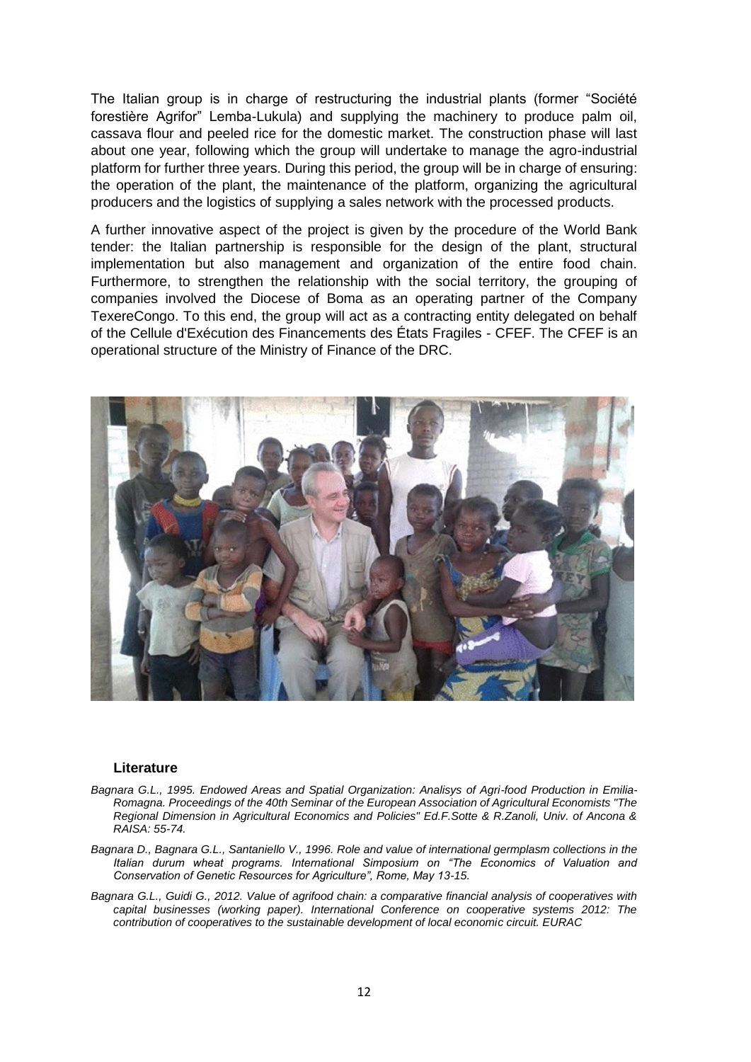The Italian group is in charge of restructuring the industrial plants (former "Société forestière Agrifor" Lemba-Lukula) and supplying the machinery to produce palm oil, cassava flour and peeled rice for the domestic market. The construction phase will last about one year, following which the group will undertake to manage the agro-industrial platform for further three years. During this period, the group will be in charge of ensuring: the operation of the plant, the maintenance of the platform, organizing the agricultural producers and the logistics of supplying a sales network with the processed products.

A further innovative aspect of the project is given by the procedure of the World Bank tender: the Italian partnership is responsible for the design of the plant, structural implementation but also management and organization of the entire food chain. Furthermore, to strengthen the relationship with the social territory, the grouping of companies involved the Diocese of Boma as an operating partner of the Company TexereCongo. To this end, the group will act as a contracting entity delegated on behalf of the Cellule d'Exécution des Financements des États Fragiles - CFEF. The CFEF is an operational structure of the Ministry of Finance of the DRC.

### Literature

*Bagnara G.L., 1995. Endowed Areas and Spatial Organization: Analisys of Agri-food Production in Emilia-Romagna. Proceedings of the 40th Seminar of the European Association of Agricultural Economists "The Regional Dimension in Agricultural Economics and Policies" Ed.F.Sotte & R.Zanoli, Univ. of Ancona & RAISA: 55-74.*

*Bagnara D., Bagnara G.L., Santaniello V., 1996. Role and value of international germplasm collections in the Italian durum wheat programs. International Simposium on "The Economics of Valuation and Conservation of Genetic Resources for Agriculture", Rome, May 13-15.*

*Bagnara G.L., Guidi G., 2012. Value of agrifood chain: a comparative financial analysis of cooperatives with capital businesses (working paper). International Conference on cooperative systems 2012: The contribution of cooperatives to the sustainable development of local economic circuit. EURAC*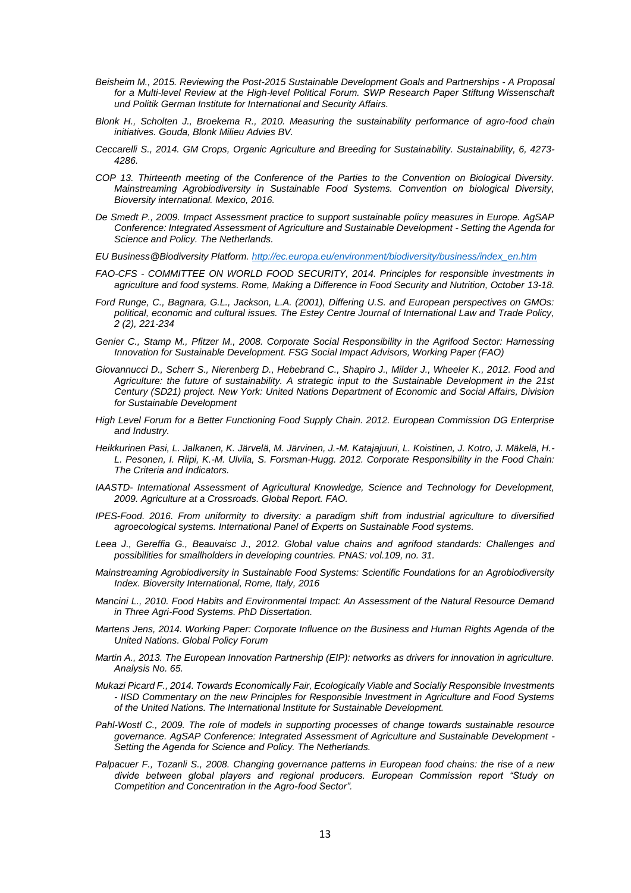*Beisheim M., 2015. Reviewing the Post-2015 Sustainable Development Goals and Partnerships - A Proposal for a Multi-level Review at the High-level Political Forum. SWP Research Paper Stiftung Wissenschaft und Politik German Institute for International and Security Affairs.*

*Blonk H., Scholten J., Broekema R., 2010. Measuring the sustainability performance of agro-food chain initiatives. Gouda, Blonk Milieu Advies BV.*

*Ceccarelli S., 2014. GM Crops, Organic Agriculture and Breeding for Sustainability. Sustainability, 6, 4273-4286.*

*COP 13. Thirteenth meeting of the Conference of the Parties to the Convention on Biological Diversity. Mainstreaming Agrobiodiversity in Sustainable Food Systems. Convention on biological Diversity, Bioversity international. Mexico, 2016.*

*De Smedt P., 2009. Impact Assessment practice to support sustainable policy measures in Europe. AgSAP Conference: Integrated Assessment of Agriculture and Sustainable Development - Setting the Agenda for Science and Policy. The Netherlands.*

*EU Business@Biodiversity Platform. [http://ec.europa.eu/environment/biodiversity/business/index_en.htm](http://ec.europa.eu/environment/biodiversity/business/index_en.htm)*

*FAO-CFS - COMMITTEE ON WORLD FOOD SECURITY, 2014. Principles for responsible investments in agriculture and food systems. Rome, Making a Difference in Food Security and Nutrition, October 13-18.*

*Ford Runge, C., Bagnara, G.L., Jackson, L.A. (2001), Differing U.S. and European perspectives on GMOs: political, economic and cultural issues. The Estey Centre Journal of International Law and Trade Policy, 2 (2), 221-234*

*Genier C., Stamp M., Pfitzer M., 2008. Corporate Social Responsibility in the Agrifood Sector: Harnessing Innovation for Sustainable Development. FSG Social Impact Advisors, Working Paper (FAO)*

*Giovannucci D., Scherr S., Nierenberg D., Hebebrand C., Shapiro J., Milder J., Wheeler K., 2012. Food and Agriculture: the future of sustainability. A strategic input to the Sustainable Development in the 21st Century (SD21) project. New York: United Nations Department of Economic and Social Affairs, Division for Sustainable Development*

*High Level Forum for a Better Functioning Food Supply Chain. 2012. European Commission DG Enterprise and Industry.*

*Heikkurinen Pasi, L. Jalkanen, K. Järvelä, M. Järvinen, J.-M. Katajajuuri, L. Koistinen, J. Kotro, J. Mäkelä, H.-L. Pesonen, I. Riipi, K.-M. Ulvila, S. Forsman-Hugg. 2012. Corporate Responsibility in the Food Chain: The Criteria and Indicators.*

*IAASTD- International Assessment of Agricultural Knowledge, Science and Technology for Development, 2009. Agriculture at a Crossroads. Global Report. FAO.*

*IPES-Food. 2016. From uniformity to diversity: a paradigm shift from industrial agriculture to diversified agroecological systems. International Panel of Experts on Sustainable Food systems.*

*Leea J., Gereffia G., Beauvaisc J., 2012. Global value chains and agrifood standards: Challenges and possibilities for smallholders in developing countries. PNAS: vol.109, no. 31.*

*Mainstreaming Agrobiodiversity in Sustainable Food Systems: Scientific Foundations for an Agrobiodiversity Index. Bioversity International, Rome, Italy, 2016*

*Mancini L., 2010. Food Habits and Environmental Impact: An Assessment of the Natural Resource Demand in Three Agri-Food Systems. PhD Dissertation.*

*Martens Jens, 2014. Working Paper: Corporate Influence on the Business and Human Rights Agenda of the United Nations. Global Policy Forum*

*Martin A., 2013. The European Innovation Partnership (EIP): networks as drivers for innovation in agriculture. Analysis No. 65.*

*Mukazi Picard F., 2014. Towards Economically Fair, Ecologically Viable and Socially Responsible Investments - IISD Commentary on the new Principles for Responsible Investment in Agriculture and Food Systems of the United Nations. The International Institute for Sustainable Development.*

*Pahl-Wostl C., 2009. The role of models in supporting processes of change towards sustainable resource governance. AgSAP Conference: Integrated Assessment of Agriculture and Sustainable Development - Setting the Agenda for Science and Policy. The Netherlands.*

*Palpacuer F., Tozanli S., 2008. Changing governance patterns in European food chains: the rise of a new divide between global players and regional producers. European Commission report "Study on Competition and Concentration in the Agro-food Sector".*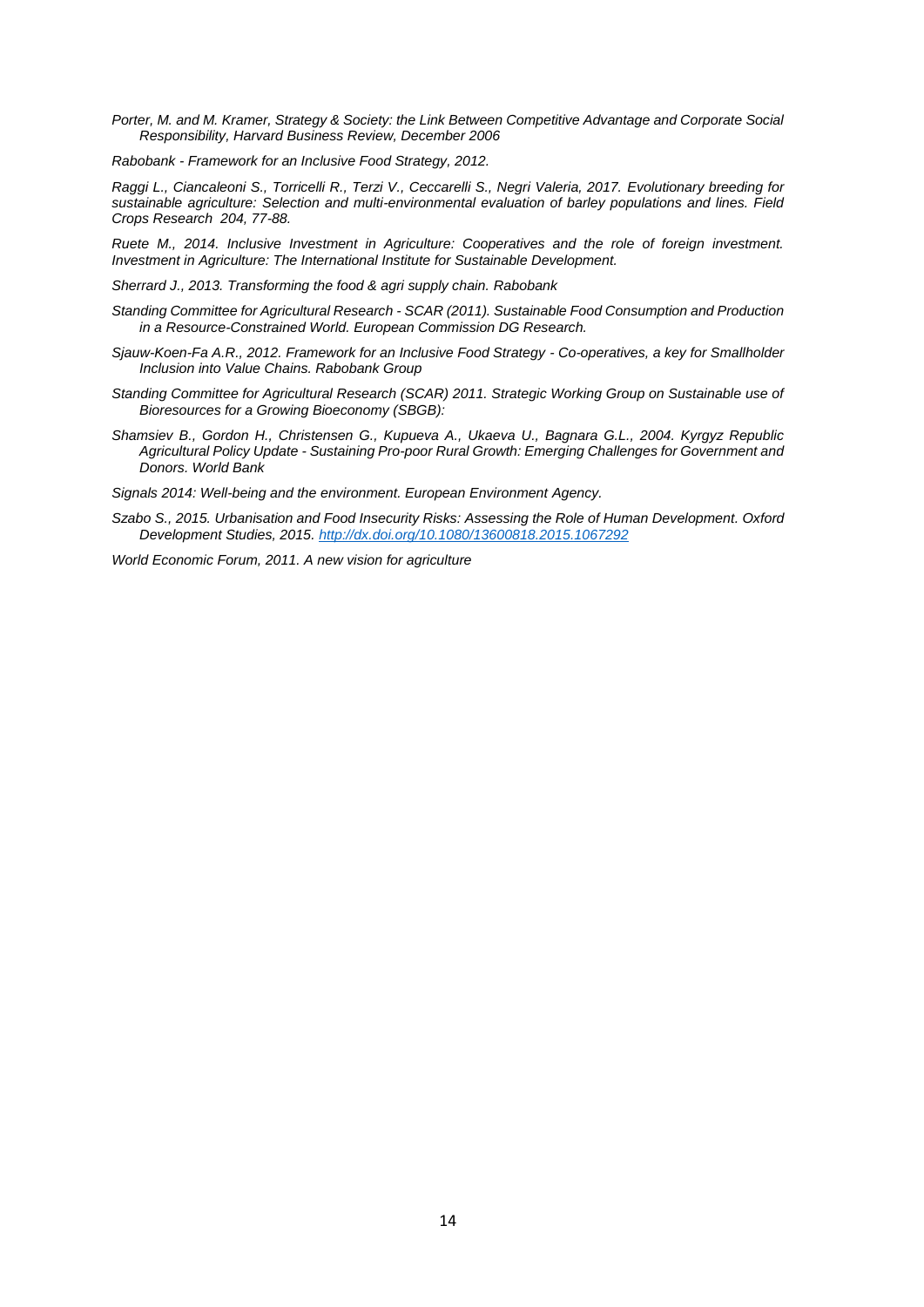*Porter, M. and M. Kramer, Strategy & Society: the Link Between Competitive Advantage and Corporate Social Responsibility, Harvard Business Review, December 2006*

*Rabobank - Framework for an Inclusive Food Strategy, 2012.*

*Raggi L., Ciancaleoni S., Torricelli R., Terzi V., Ceccarelli S., Negri Valeria, 2017. Evolutionary breeding for sustainable agriculture: Selection and multi-environmental evaluation of barley populations and lines. Field Crops Research 204, 77-88.*

*Ruete M., 2014. Inclusive Investment in Agriculture: Cooperatives and the role of foreign investment. Investment in Agriculture: The International Institute for Sustainable Development.*

*Sherrard J., 2013. Transforming the food & agri supply chain. Rabobank*

*Standing Committee for Agricultural Research - SCAR (2011). Sustainable Food Consumption and Production in a Resource-Constrained World. European Commission DG Research.*

*Sjauw-Koen-Fa A.R., 2012. Framework for an Inclusive Food Strategy - Co-operatives, a key for Smallholder Inclusion into Value Chains. Rabobank Group*

*Standing Committee for Agricultural Research (SCAR) 2011. Strategic Working Group on Sustainable use of Bioresources for a Growing Bioeconomy (SBGB):*

*Shamsiev B., Gordon H., Christensen G., Kupueva A., Ukaeva U., Bagnara G.L., 2004. Kyrgyz Republic Agricultural Policy Update - Sustaining Pro-poor Rural Growth: Emerging Challenges for Government and Donors. World Bank*

*Signals 2014: Well-being and the environment. European Environment Agency.*

*Szabo S., 2015. Urbanisation and Food Insecurity Risks: Assessing the Role of Human Development. Oxford Development Studies, 2015. [http://dx.doi.org/10.1080/13600818.2015.1067292](http://dx.doi.org/10.1080/13600818.2015.1067292)*

*World Economic Forum, 2011. A new vision for agriculture*